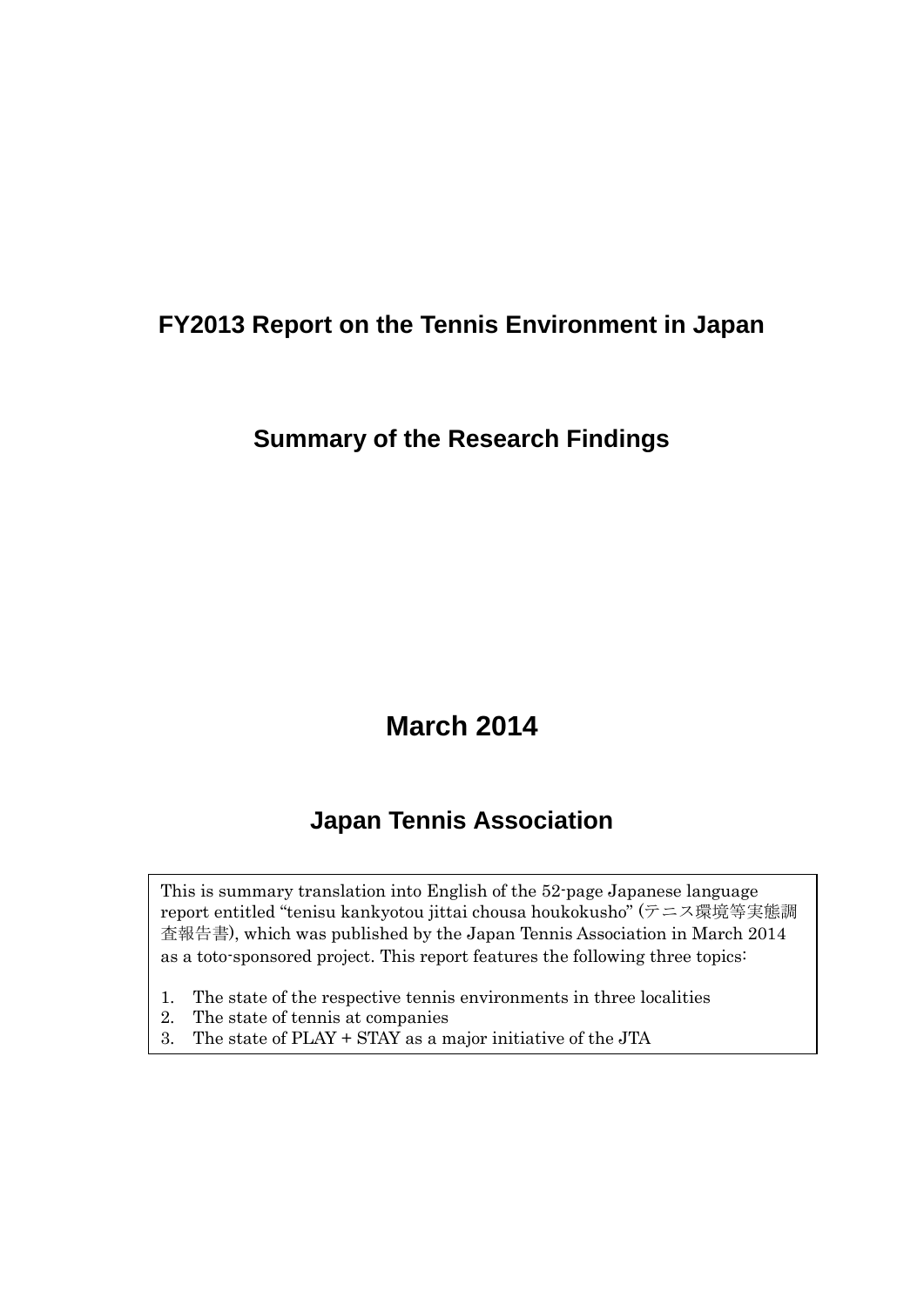# FY2013 Report on the Tennis Environment in Japan

## Summary of the Research Findings

**March 2014**

**Japan Tennis Association**

This is summary translation into English of the 52-page Japanese language report entitled "tenisu kankyotou jittai chousa houkokusho" (テニス環境等実態調査報告書), which was published by the Japan Tennis Association in March 2014 as a toto-sponsored project. This report features the following three topics:

1. The state of the respective tennis environments in three localities
2. The state of tennis at companies
3. The state of PLAY + STAY as a major initiative of the JTA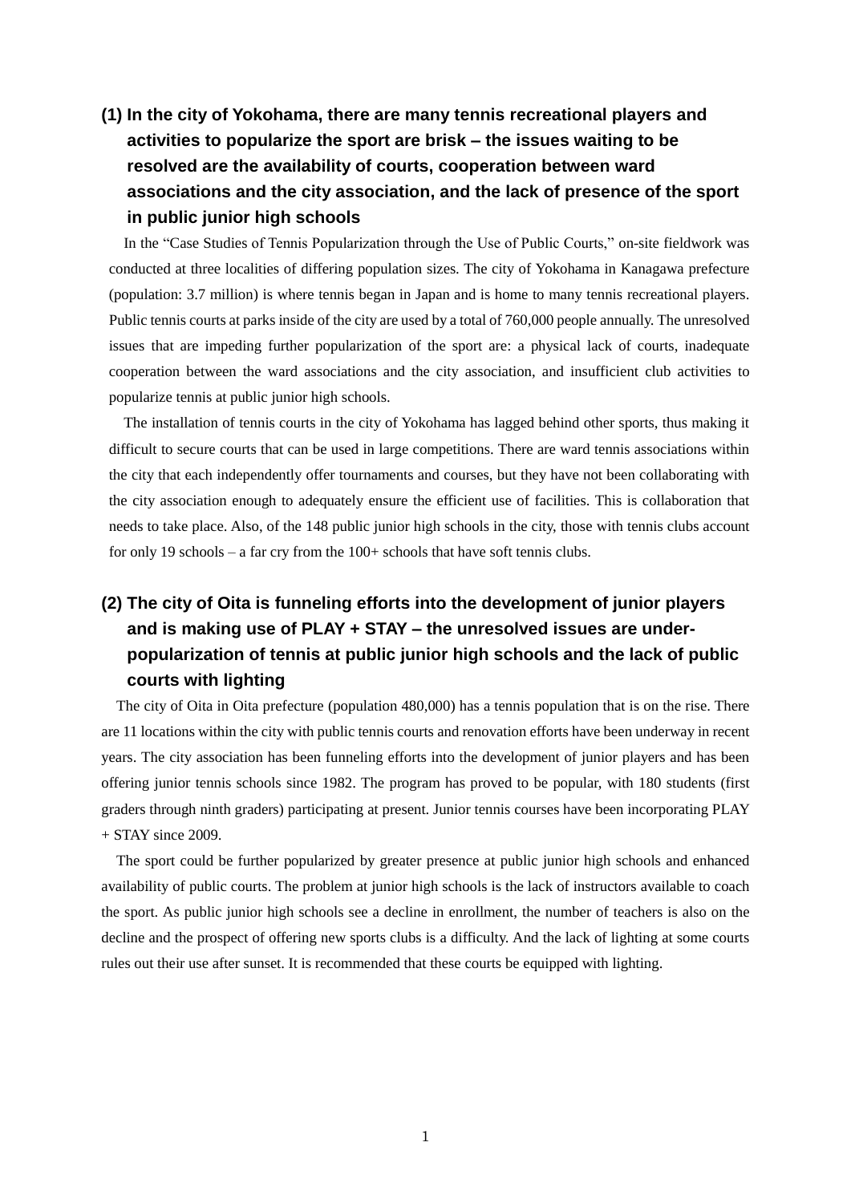### (1) In the city of Yokohama, there are many tennis recreational players and activities to popularize the sport are brisk – the issues waiting to be resolved are the availability of courts, cooperation between ward associations and the city association, and the lack of presence of the sport in public junior high schools

In the "Case Studies of Tennis Popularization through the Use of Public Courts," on-site fieldwork was conducted at three localities of differing population sizes. The city of Yokohama in Kanagawa prefecture (population: 3.7 million) is where tennis began in Japan and is home to many tennis recreational players. Public tennis courts at parks inside of the city are used by a total of 760,000 people annually. The unresolved issues that are impeding further popularization of the sport are: a physical lack of courts, inadequate cooperation between the ward associations and the city association, and insufficient club activities to popularize tennis at public junior high schools.

The installation of tennis courts in the city of Yokohama has lagged behind other sports, thus making it difficult to secure courts that can be used in large competitions. There are ward tennis associations within the city that each independently offer tournaments and courses, but they have not been collaborating with the city association enough to adequately ensure the efficient use of facilities. This is collaboration that needs to take place. Also, of the 148 public junior high schools in the city, those with tennis clubs account for only 19 schools – a far cry from the 100+ schools that have soft tennis clubs.

### (2) The city of Oita is funneling efforts into the development of junior players and is making use of PLAY + STAY – the unresolved issues are under-popularization of tennis at public junior high schools and the lack of public courts with lighting

The city of Oita in Oita prefecture (population 480,000) has a tennis population that is on the rise. There are 11 locations within the city with public tennis courts and renovation efforts have been underway in recent years. The city association has been funneling efforts into the development of junior players and has been offering junior tennis schools since 1982. The program has proved to be popular, with 180 students (first graders through ninth graders) participating at present. Junior tennis courses have been incorporating PLAY + STAY since 2009.

The sport could be further popularized by greater presence at public junior high schools and enhanced availability of public courts. The problem at junior high schools is the lack of instructors available to coach the sport. As public junior high schools see a decline in enrollment, the number of teachers is also on the decline and the prospect of offering new sports clubs is a difficulty. And the lack of lighting at some courts rules out their use after sunset. It is recommended that these courts be equipped with lighting.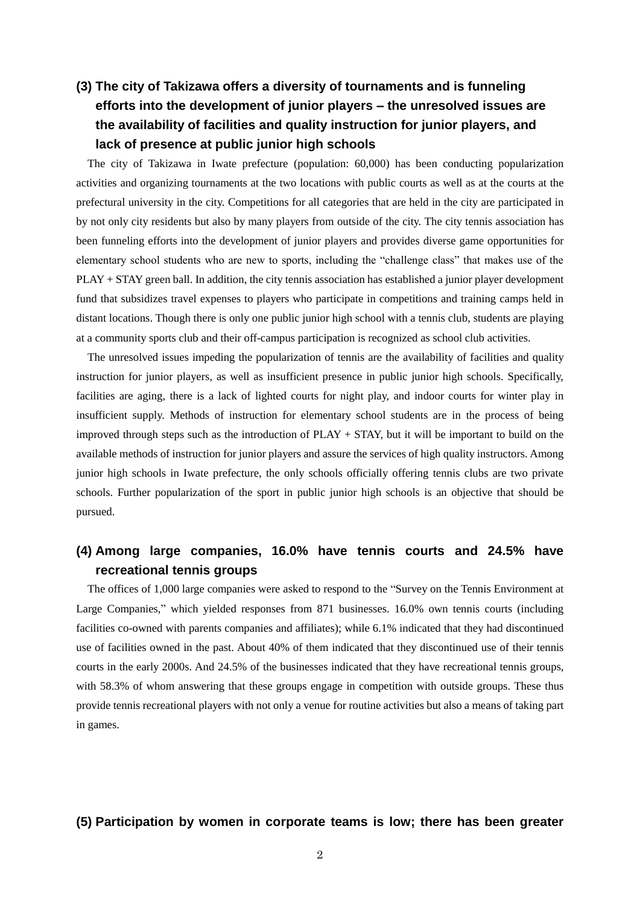### (3) The city of Takizawa offers a diversity of tournaments and is funneling efforts into the development of junior players – the unresolved issues are the availability of facilities and quality instruction for junior players, and lack of presence at public junior high schools

The city of Takizawa in Iwate prefecture (population: 60,000) has been conducting popularization activities and organizing tournaments at the two locations with public courts as well as at the courts at the prefectural university in the city. Competitions for all categories that are held in the city are participated in by not only city residents but also by many players from outside of the city. The city tennis association has been funneling efforts into the development of junior players and provides diverse game opportunities for elementary school students who are new to sports, including the "challenge class" that makes use of the PLAY + STAY green ball. In addition, the city tennis association has established a junior player development fund that subsidizes travel expenses to players who participate in competitions and training camps held in distant locations. Though there is only one public junior high school with a tennis club, students are playing at a community sports club and their off-campus participation is recognized as school club activities.

The unresolved issues impeding the popularization of tennis are the availability of facilities and quality instruction for junior players, as well as insufficient presence in public junior high schools. Specifically, facilities are aging, there is a lack of lighted courts for night play, and indoor courts for winter play in insufficient supply. Methods of instruction for elementary school students are in the process of being improved through steps such as the introduction of PLAY + STAY, but it will be important to build on the available methods of instruction for junior players and assure the services of high quality instructors. Among junior high schools in Iwate prefecture, the only schools officially offering tennis clubs are two private schools. Further popularization of the sport in public junior high schools is an objective that should be pursued.

### (4) Among large companies, 16.0% have tennis courts and 24.5% have recreational tennis groups

The offices of 1,000 large companies were asked to respond to the "Survey on the Tennis Environment at Large Companies," which yielded responses from 871 businesses. 16.0% own tennis courts (including facilities co-owned with parents companies and affiliates); while 6.1% indicated that they had discontinued use of facilities owned in the past. About 40% of them indicated that they discontinued use of their tennis courts in the early 2000s. And 24.5% of the businesses indicated that they have recreational tennis groups, with 58.3% of whom answering that these groups engage in competition with outside groups. These thus provide tennis recreational players with not only a venue for routine activities but also a means of taking part in games.

### (5) Participation by women in corporate teams is low; there has been greater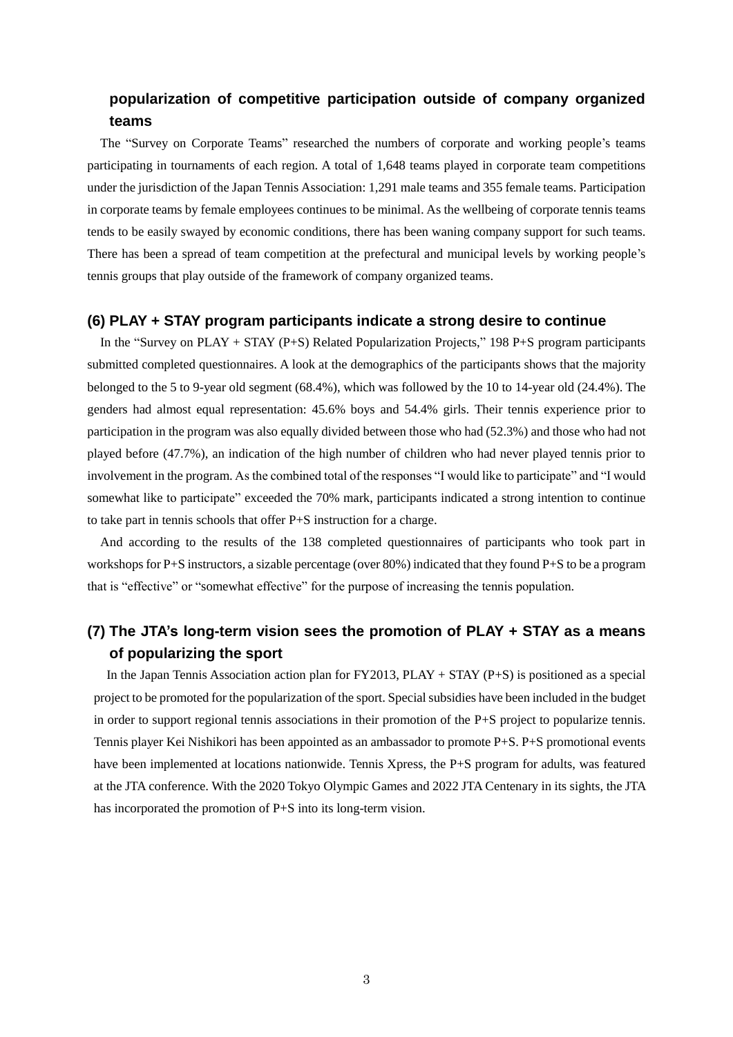## popularization of competitive participation outside of company organized teams

The "Survey on Corporate Teams" researched the numbers of corporate and working people's teams participating in tournaments of each region. A total of 1,648 teams played in corporate team competitions under the jurisdiction of the Japan Tennis Association: 1,291 male teams and 355 female teams. Participation in corporate teams by female employees continues to be minimal. As the wellbeing of corporate tennis teams tends to be easily swayed by economic conditions, there has been waning company support for such teams. There has been a spread of team competition at the prefectural and municipal levels by working people's tennis groups that play outside of the framework of company organized teams.

## (6) PLAY + STAY program participants indicate a strong desire to continue

In the "Survey on PLAY + STAY (P+S) Related Popularization Projects," 198 P+S program participants submitted completed questionnaires. A look at the demographics of the participants shows that the majority belonged to the 5 to 9-year old segment (68.4%), which was followed by the 10 to 14-year old (24.4%). The genders had almost equal representation: 45.6% boys and 54.4% girls. Their tennis experience prior to participation in the program was also equally divided between those who had (52.3%) and those who had not played before (47.7%), an indication of the high number of children who had never played tennis prior to involvement in the program. As the combined total of the responses "I would like to participate" and "I would somewhat like to participate" exceeded the 70% mark, participants indicated a strong intention to continue to take part in tennis schools that offer P+S instruction for a charge.

And according to the results of the 138 completed questionnaires of participants who took part in workshops for P+S instructors, a sizable percentage (over 80%) indicated that they found P+S to be a program that is "effective" or "somewhat effective" for the purpose of increasing the tennis population.

## (7) The JTA's long-term vision sees the promotion of PLAY + STAY as a means of popularizing the sport

In the Japan Tennis Association action plan for FY2013, PLAY + STAY (P+S) is positioned as a special project to be promoted for the popularization of the sport. Special subsidies have been included in the budget in order to support regional tennis associations in their promotion of the P+S project to popularize tennis. Tennis player Kei Nishikori has been appointed as an ambassador to promote P+S. P+S promotional events have been implemented at locations nationwide. Tennis Xpress, the P+S program for adults, was featured at the JTA conference. With the 2020 Tokyo Olympic Games and 2022 JTA Centenary in its sights, the JTA has incorporated the promotion of P+S into its long-term vision.